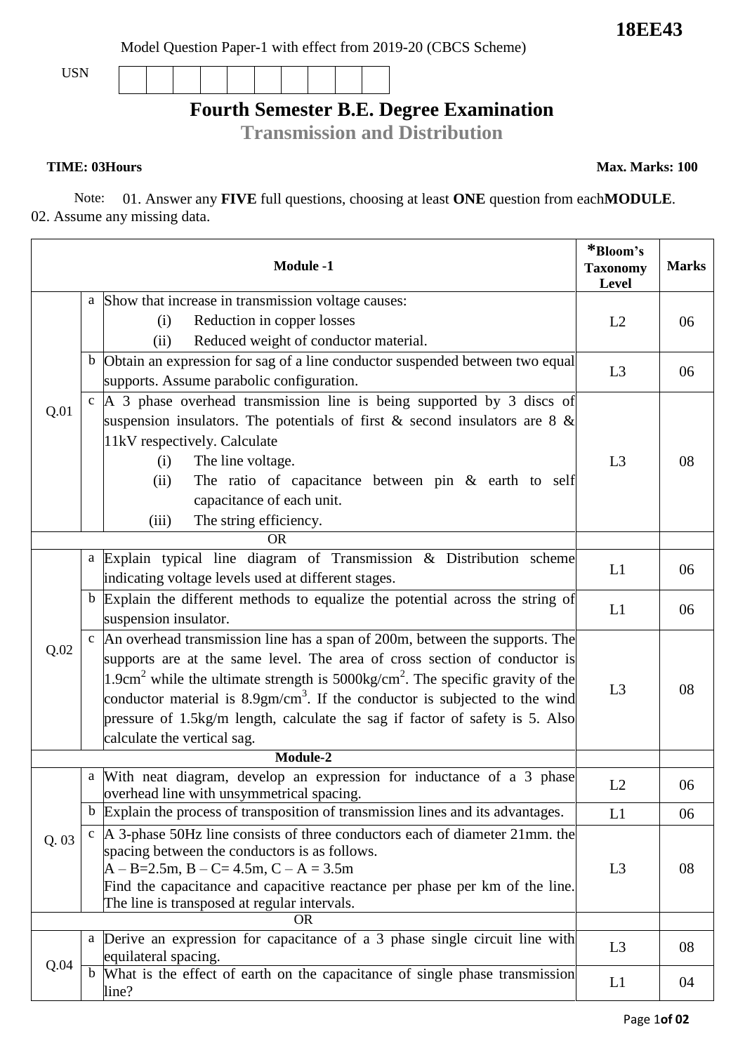**18EE43**

Model Question Paper-1 with effect from 2019-20 (CBCS Scheme)

USN | | | | | | | | | |

# Fourth Semester B.E. Degree Examination

## Transmission and Distribution

**TIME: 03Hours** **Max. Marks: 100**

Note: 01. Answer any **FIVE** full questions, choosing at least **ONE** question from each **MODULE**.
02. Assume any missing data.

| | | Module -1 | *Bloom's Taxonomy Level | Marks |
|---|---|---|---|---|
| Q.01 | a | Show that increase in transmission voltage causes: (i) Reduction in copper losses (ii) Reduced weight of conductor material. | L2 | 06 |
| | b | Obtain an expression for sag of a line conductor suspended between two equal supports. Assume parabolic configuration. | L3 | 06 |
| | c | A 3 phase overhead transmission line is being supported by 3 discs of suspension insulators. The potentials of first & second insulators are 8 & 11kV respectively. Calculate (i) The line voltage. (ii) The ratio of capacitance between pin & earth to self capacitance of each unit. (iii) The string efficiency. | L3 | 08 |
| | | OR | | |
| Q.02 | a | Explain typical line diagram of Transmission & Distribution scheme indicating voltage levels used at different stages. | L1 | 06 |
| | b | Explain the different methods to equalize the potential across the string of suspension insulator. | L1 | 06 |
| | c | An overhead transmission line has a span of 200m, between the supports. The supports are at the same level. The area of cross section of conductor is $1.9 cm^2$ while the ultimate strength is $5000 kg/cm^2$. The specific gravity of the conductor material is $8.9 gm/cm^3$. If the conductor is subjected to the wind pressure of 1.5kg/m length, calculate the sag if factor of safety is 5. Also calculate the vertical sag. | L3 | 08 |
| | | **Module-2** | | |
| Q. 03 | a | With neat diagram, develop an expression for inductance of a 3 phase overhead line with unsymmetrical spacing. | L2 | 06 |
| | b | Explain the process of transposition of transmission lines and its advantages. | L1 | 06 |
| | c | A 3-phase 50Hz line consists of three conductors each of diameter 21mm. the spacing between the conductors is as follows. A – B=2.5m, B – C= 4.5m, C – A = 3.5m Find the capacitance and capacitive reactance per phase per km of the line. The line is transposed at regular intervals. | L3 | 08 |
| | | OR | | |
| Q.04 | a | Derive an expression for capacitance of a 3 phase single circuit line with equilateral spacing. | L3 | 08 |
| | b | What is the effect of earth on the capacitance of single phase transmission line? | L1 | 04 |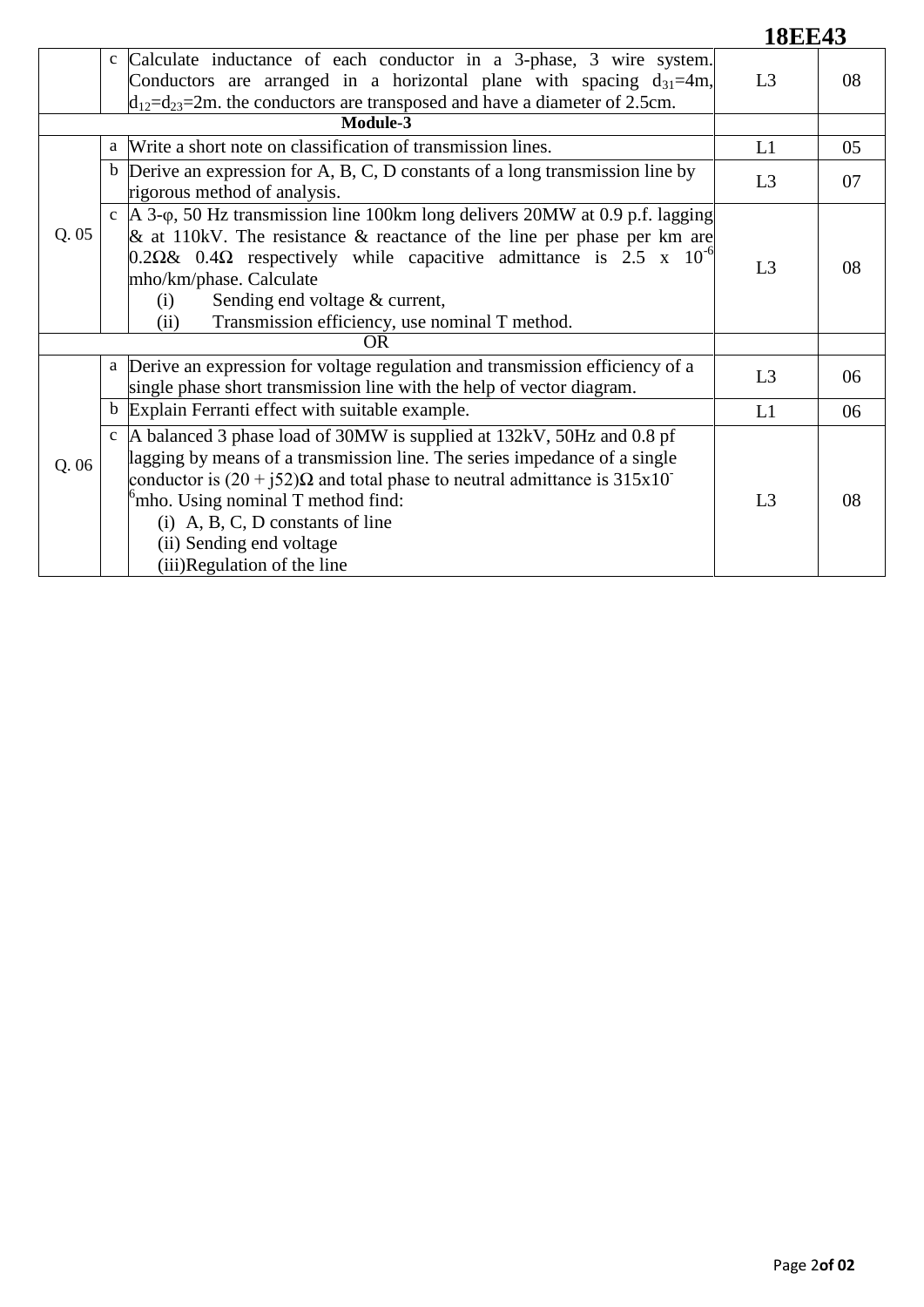|  |  |  |  |  |
|---|---|---|---|---|
|  | c | Calculate inductance of each conductor in a 3-phase, 3 wire system. Conductors are arranged in a horizontal plane with spacing $d_{31}$=4m, $d_{12}$=$d_{23}$=2m. the conductors are transposed and have a diameter of 2.5cm. | L3 | 08 |
| **Module-3** | | | | |
| Q. 05 | a | Write a short note on classification of transmission lines. | L1 | 05 |
|  | b | Derive an expression for A, B, C, D constants of a long transmission line by rigorous method of analysis. | L3 | 07 |
|  | c | A 3-φ, 50 Hz transmission line 100km long delivers 20MW at 0.9 p.f. lagging & at 110kV. The resistance & reactance of the line per phase per km are 0.2Ω& 0.4Ω respectively while capacitive admittance is $2.5 \times 10^{-6}$ mho/km/phase. Calculate (i) Sending end voltage & current, (ii) Transmission efficiency, use nominal T method. | L3 | 08 |
| OR | | | | |
| Q. 06 | a | Derive an expression for voltage regulation and transmission efficiency of a single phase short transmission line with the help of vector diagram. | L3 | 06 |
|  | b | Explain Ferranti effect with suitable example. | L1 | 06 |
|  | c | A balanced 3 phase load of 30MW is supplied at 132kV, 50Hz and 0.8 pf lagging by means of a transmission line. The series impedance of a single conductor is $(20 + j52)\Omega$ and total phase to neutral admittance is $315 \times 10^{-6}$ mho. Using nominal T method find: (i) A, B, C, D constants of line (ii) Sending end voltage (iii) Regulation of the line | L3 | 08 |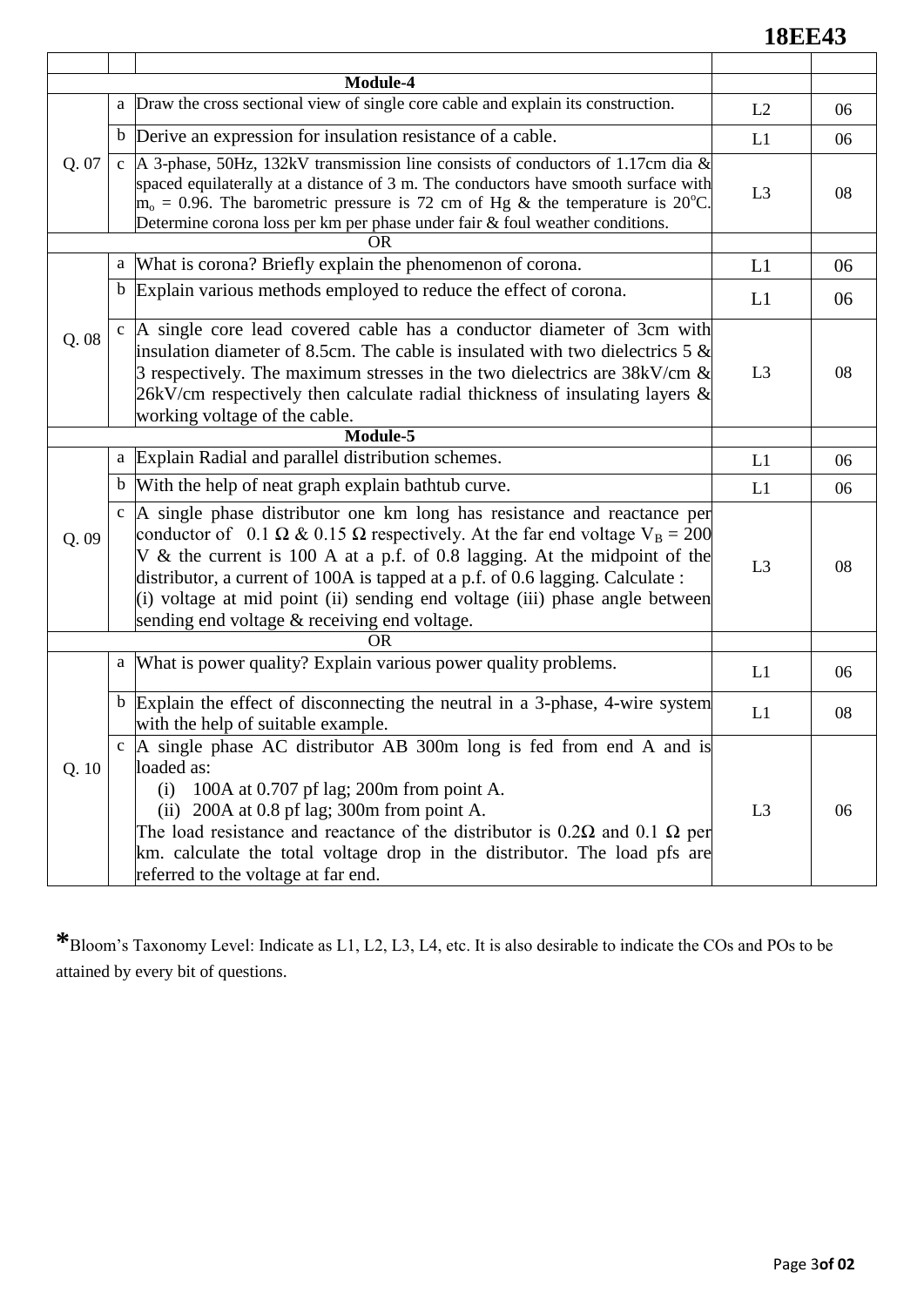18EE43

| | | | | |
|---|---|---|---|---|
| **Module-4** | | | | |
| Q. 07 | a | Draw the cross sectional view of single core cable and explain its construction. | L2 | 06 |
| | b | Derive an expression for insulation resistance of a cable. | L1 | 06 |
| | c | A 3-phase, 50Hz, 132kV transmission line consists of conductors of 1.17cm dia & spaced equilaterally at a distance of 3 m. The conductors have smooth surface with $m_o$ = 0.96. The barometric pressure is 72 cm of Hg & the temperature is $20^oC$. Determine corona loss per km per phase under fair & foul weather conditions. | L3 | 08 |
| OR | | | | |
| Q. 08 | a | What is corona? Briefly explain the phenomenon of corona. | L1 | 06 |
| | b | Explain various methods employed to reduce the effect of corona. | L1 | 06 |
| | c | A single core lead covered cable has a conductor diameter of 3cm with insulation diameter of 8.5cm. The cable is insulated with two dielectrics 5 & 3 respectively. The maximum stresses in the two dielectrics are 38kV/cm & 26kV/cm respectively then calculate radial thickness of insulating layers & working voltage of the cable. | L3 | 08 |
| **Module-5** | | | | |
| Q. 09 | a | Explain Radial and parallel distribution schemes. | L1 | 06 |
| | b | With the help of neat graph explain bathtub curve. | L1 | 06 |
| | c | A single phase distributor one km long has resistance and reactance per conductor of 0.1 Ω & 0.15 Ω respectively. At the far end voltage $V_B$ = 200 V & the current is 100 A at a p.f. of 0.8 lagging. At the midpoint of the distributor, a current of 100A is tapped at a p.f. of 0.6 lagging. Calculate : (i) voltage at mid point (ii) sending end voltage (iii) phase angle between sending end voltage & receiving end voltage. | L3 | 08 |
| OR | | | | |
| Q. 10 | a | What is power quality? Explain various power quality problems. | L1 | 06 |
| | b | Explain the effect of disconnecting the neutral in a 3-phase, 4-wire system with the help of suitable example. | L1 | 08 |
| | c | A single phase AC distributor AB 300m long is fed from end A and is loaded as: (i) 100A at 0.707 pf lag; 200m from point A. (ii) 200A at 0.8 pf lag; 300m from point A. The load resistance and reactance of the distributor is 0.2Ω and 0.1 Ω per km. calculate the total voltage drop in the distributor. The load pfs are referred to the voltage at far end. | L3 | 06 |

*Bloom's Taxonomy Level: Indicate as L1, L2, L3, L4, etc. It is also desirable to indicate the COs and POs to be attained by every bit of questions.